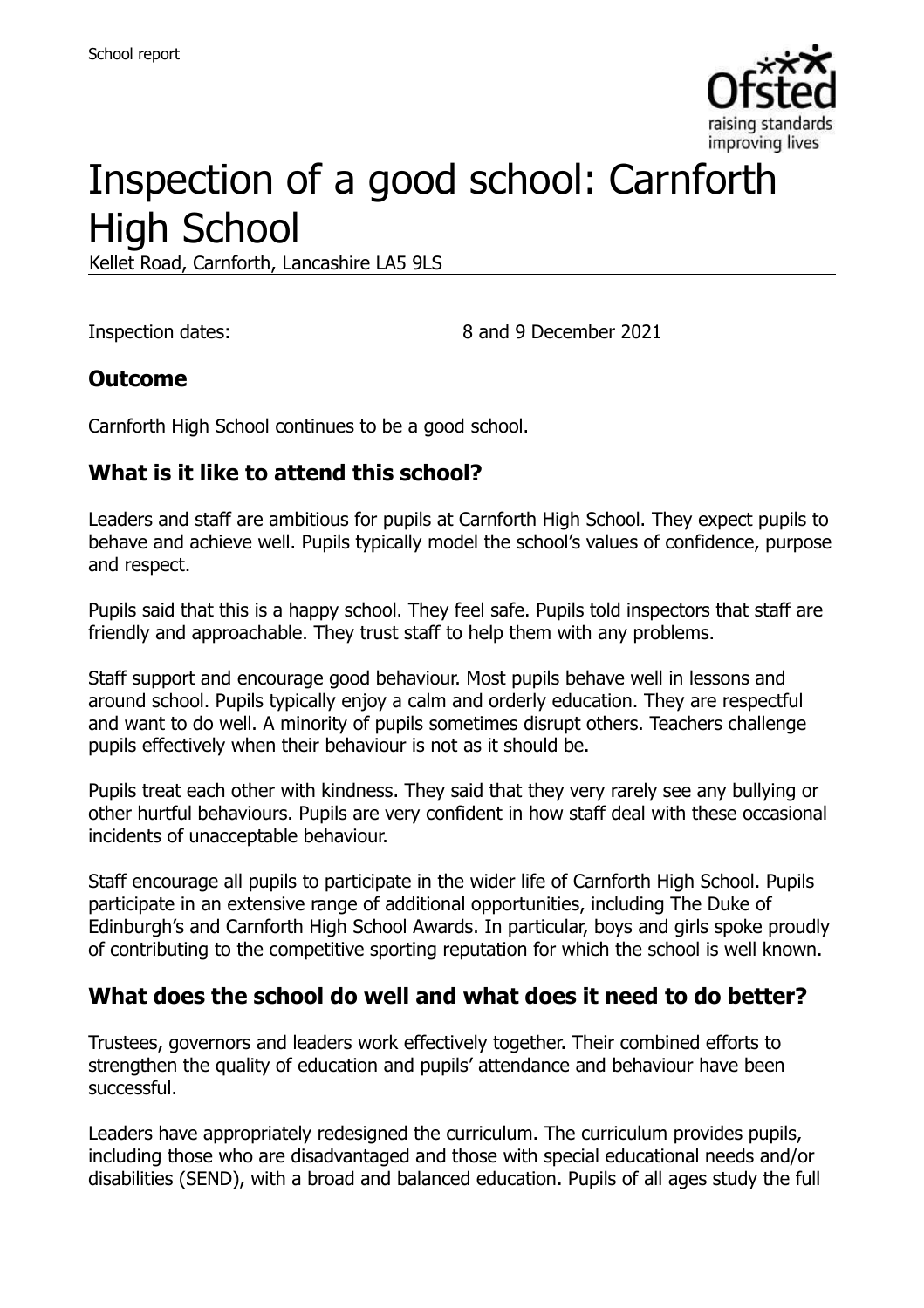School report

# Inspection of a good school: Carnforth High School

Kellet Road, Carnforth, Lancashire LA5 9LS

Inspection dates: 8 and 9 December 2021

## Outcome

Carnforth High School continues to be a good school.

## What is it like to attend this school?

Leaders and staff are ambitious for pupils at Carnforth High School. They expect pupils to behave and achieve well. Pupils typically model the school's values of confidence, purpose and respect.

Pupils said that this is a happy school. They feel safe. Pupils told inspectors that staff are friendly and approachable. They trust staff to help them with any problems.

Staff support and encourage good behaviour. Most pupils behave well in lessons and around school. Pupils typically enjoy a calm and orderly education. They are respectful and want to do well. A minority of pupils sometimes disrupt others. Teachers challenge pupils effectively when their behaviour is not as it should be.

Pupils treat each other with kindness. They said that they very rarely see any bullying or other hurtful behaviours. Pupils are very confident in how staff deal with these occasional incidents of unacceptable behaviour.

Staff encourage all pupils to participate in the wider life of Carnforth High School. Pupils participate in an extensive range of additional opportunities, including The Duke of Edinburgh's and Carnforth High School Awards. In particular, boys and girls spoke proudly of contributing to the competitive sporting reputation for which the school is well known.

## What does the school do well and what does it need to do better?

Trustees, governors and leaders work effectively together. Their combined efforts to strengthen the quality of education and pupils' attendance and behaviour have been successful.

Leaders have appropriately redesigned the curriculum. The curriculum provides pupils, including those who are disadvantaged and those with special educational needs and/or disabilities (SEND), with a broad and balanced education. Pupils of all ages study the full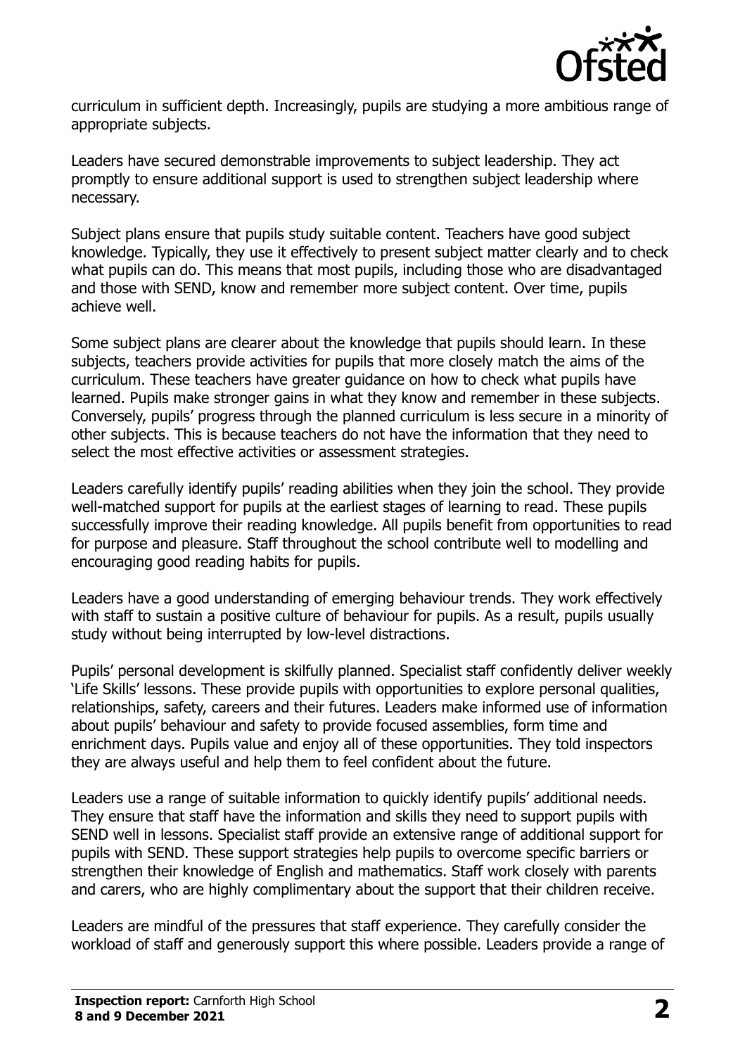curriculum in sufficient depth. Increasingly, pupils are studying a more ambitious range of appropriate subjects.

Leaders have secured demonstrable improvements to subject leadership. They act promptly to ensure additional support is used to strengthen subject leadership where necessary.

Subject plans ensure that pupils study suitable content. Teachers have good subject knowledge. Typically, they use it effectively to present subject matter clearly and to check what pupils can do. This means that most pupils, including those who are disadvantaged and those with SEND, know and remember more subject content. Over time, pupils achieve well.

Some subject plans are clearer about the knowledge that pupils should learn. In these subjects, teachers provide activities for pupils that more closely match the aims of the curriculum. These teachers have greater guidance on how to check what pupils have learned. Pupils make stronger gains in what they know and remember in these subjects. Conversely, pupils' progress through the planned curriculum is less secure in a minority of other subjects. This is because teachers do not have the information that they need to select the most effective activities or assessment strategies.

Leaders carefully identify pupils' reading abilities when they join the school. They provide well-matched support for pupils at the earliest stages of learning to read. These pupils successfully improve their reading knowledge. All pupils benefit from opportunities to read for purpose and pleasure. Staff throughout the school contribute well to modelling and encouraging good reading habits for pupils.

Leaders have a good understanding of emerging behaviour trends. They work effectively with staff to sustain a positive culture of behaviour for pupils. As a result, pupils usually study without being interrupted by low-level distractions.

Pupils' personal development is skilfully planned. Specialist staff confidently deliver weekly 'Life Skills' lessons. These provide pupils with opportunities to explore personal qualities, relationships, safety, careers and their futures. Leaders make informed use of information about pupils' behaviour and safety to provide focused assemblies, form time and enrichment days. Pupils value and enjoy all of these opportunities. They told inspectors they are always useful and help them to feel confident about the future.

Leaders use a range of suitable information to quickly identify pupils' additional needs. They ensure that staff have the information and skills they need to support pupils with SEND well in lessons. Specialist staff provide an extensive range of additional support for pupils with SEND. These support strategies help pupils to overcome specific barriers or strengthen their knowledge of English and mathematics. Staff work closely with parents and carers, who are highly complimentary about the support that their children receive.

Leaders are mindful of the pressures that staff experience. They carefully consider the workload of staff and generously support this where possible. Leaders provide a range of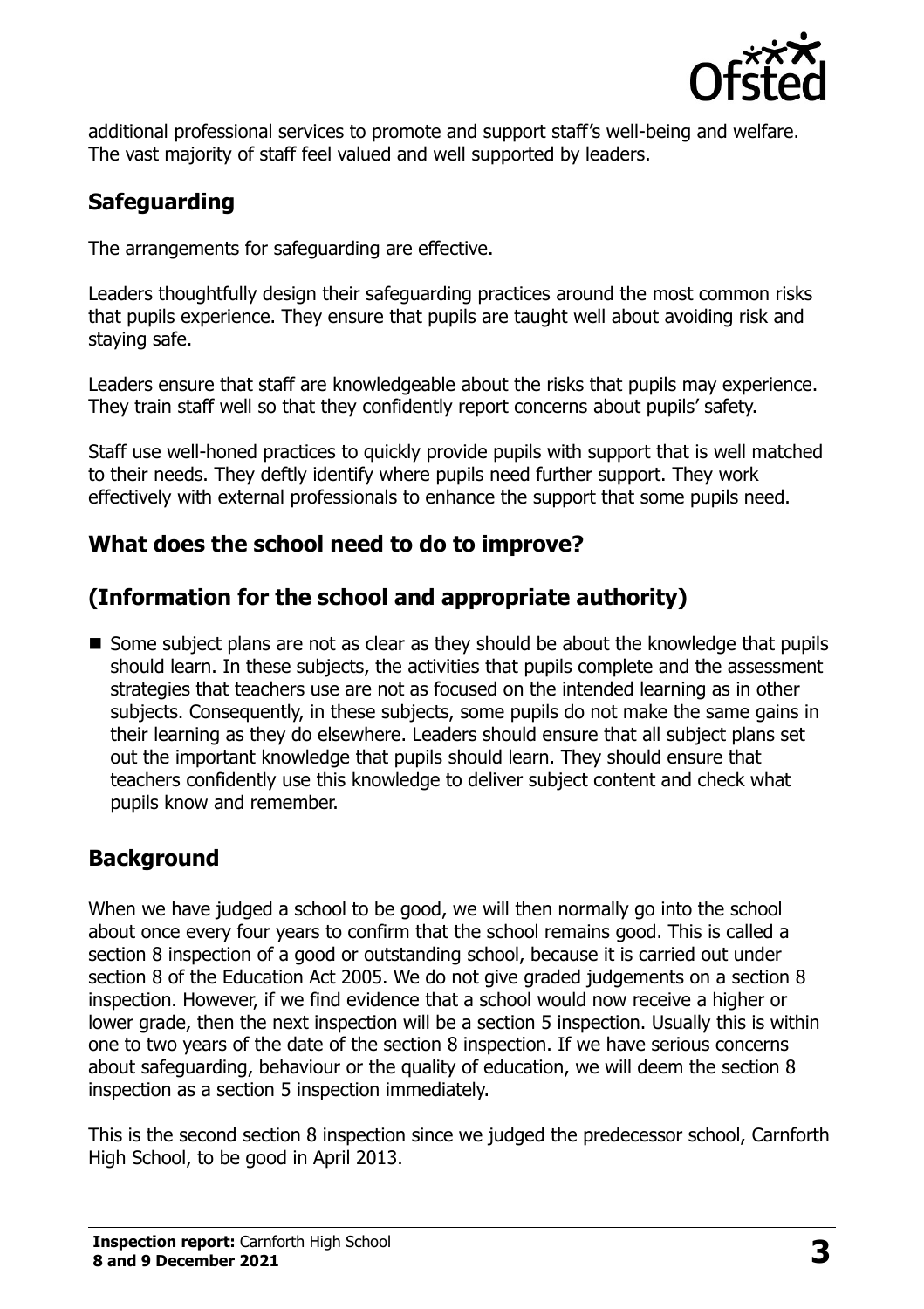additional professional services to promote and support staff's well-being and welfare. The vast majority of staff feel valued and well supported by leaders.

## Safeguarding

The arrangements for safeguarding are effective.

Leaders thoughtfully design their safeguarding practices around the most common risks that pupils experience. They ensure that pupils are taught well about avoiding risk and staying safe.

Leaders ensure that staff are knowledgeable about the risks that pupils may experience. They train staff well so that they confidently report concerns about pupils' safety.

Staff use well-honed practices to quickly provide pupils with support that is well matched to their needs. They deftly identify where pupils need further support. They work effectively with external professionals to enhance the support that some pupils need.

## What does the school need to do to improve?

## (Information for the school and appropriate authority)

- Some subject plans are not as clear as they should be about the knowledge that pupils should learn. In these subjects, the activities that pupils complete and the assessment strategies that teachers use are not as focused on the intended learning as in other subjects. Consequently, in these subjects, some pupils do not make the same gains in their learning as they do elsewhere. Leaders should ensure that all subject plans set out the important knowledge that pupils should learn. They should ensure that teachers confidently use this knowledge to deliver subject content and check what pupils know and remember.

## Background

When we have judged a school to be good, we will then normally go into the school about once every four years to confirm that the school remains good. This is called a section 8 inspection of a good or outstanding school, because it is carried out under section 8 of the Education Act 2005. We do not give graded judgements on a section 8 inspection. However, if we find evidence that a school would now receive a higher or lower grade, then the next inspection will be a section 5 inspection. Usually this is within one to two years of the date of the section 8 inspection. If we have serious concerns about safeguarding, behaviour or the quality of education, we will deem the section 8 inspection as a section 5 inspection immediately.

This is the second section 8 inspection since we judged the predecessor school, Carnforth High School, to be good in April 2013.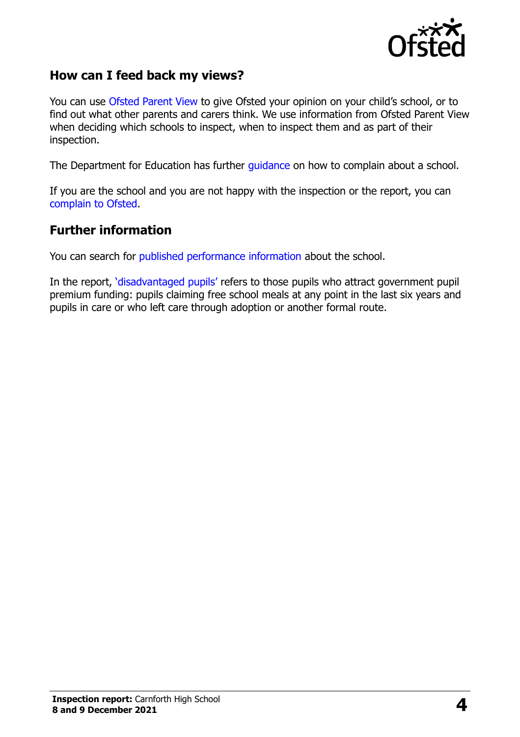## How can I feed back my views?

You can use Ofsted Parent View to give Ofsted your opinion on your child's school, or to find out what other parents and carers think. We use information from Ofsted Parent View when deciding which schools to inspect, when to inspect them and as part of their inspection.

The Department for Education has further guidance on how to complain about a school.

If you are the school and you are not happy with the inspection or the report, you can complain to Ofsted.

## Further information

You can search for published performance information about the school.

In the report, 'disadvantaged pupils' refers to those pupils who attract government pupil premium funding: pupils claiming free school meals at any point in the last six years and pupils in care or who left care through adoption or another formal route.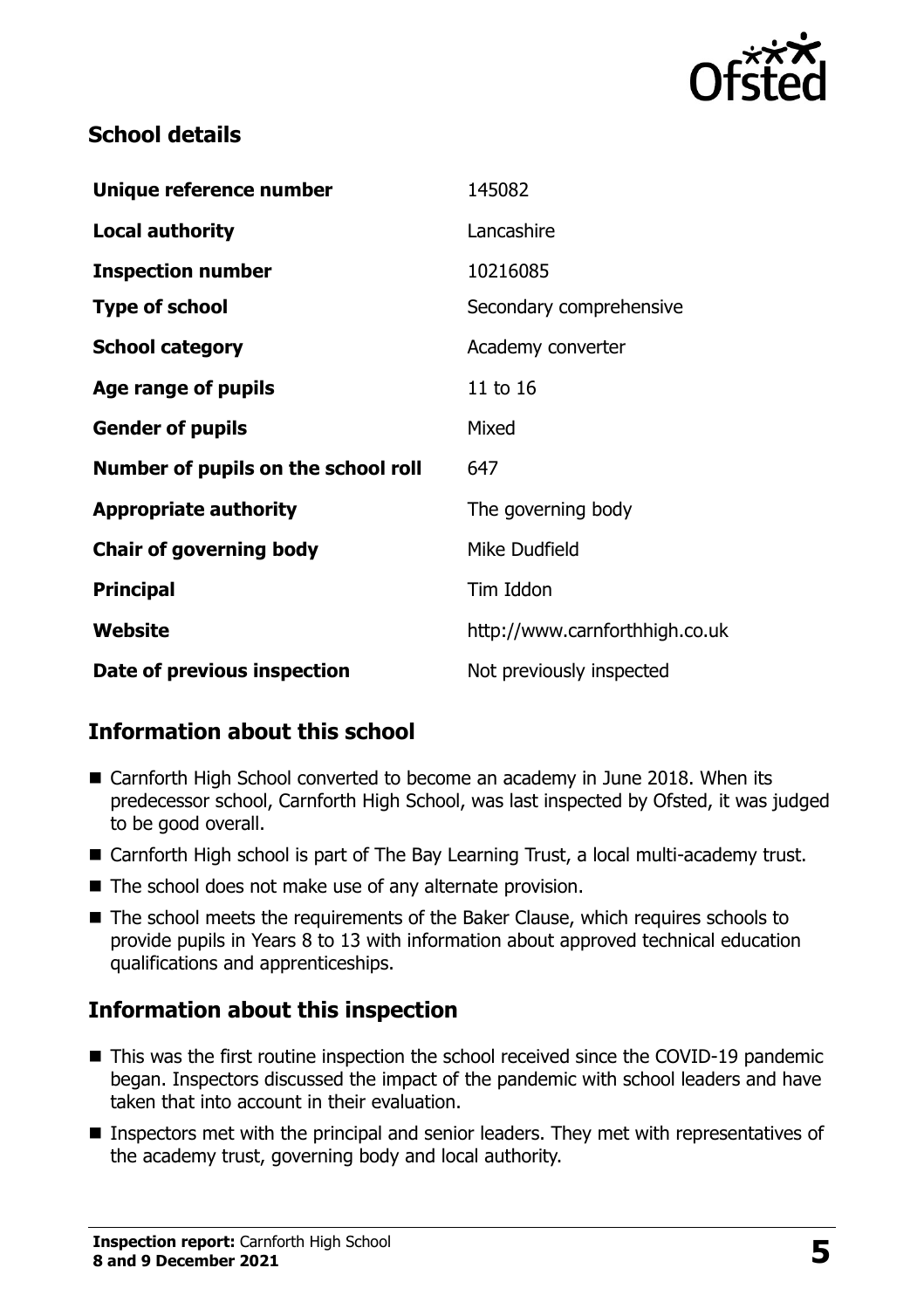## School details

| | |
|---|---|
| **Unique reference number** | 145082 |
| **Local authority** | Lancashire |
| **Inspection number** | 10216085 |
| **Type of school** | Secondary comprehensive |
| **School category** | Academy converter |
| **Age range of pupils** | 11 to 16 |
| **Gender of pupils** | Mixed |
| **Number of pupils on the school roll** | 647 |
| **Appropriate authority** | The governing body |
| **Chair of governing body** | Mike Dudfield |
| **Principal** | Tim Iddon |
| **Website** | http://www.carnforthhigh.co.uk |
| **Date of previous inspection** | Not previously inspected |

## Information about this school

- Carnforth High School converted to become an academy in June 2018. When its predecessor school, Carnforth High School, was last inspected by Ofsted, it was judged to be good overall.
- Carnforth High school is part of The Bay Learning Trust, a local multi-academy trust.
- The school does not make use of any alternate provision.
- The school meets the requirements of the Baker Clause, which requires schools to provide pupils in Years 8 to 13 with information about approved technical education qualifications and apprenticeships.

## Information about this inspection

- This was the first routine inspection the school received since the COVID-19 pandemic began. Inspectors discussed the impact of the pandemic with school leaders and have taken that into account in their evaluation.
- Inspectors met with the principal and senior leaders. They met with representatives of the academy trust, governing body and local authority.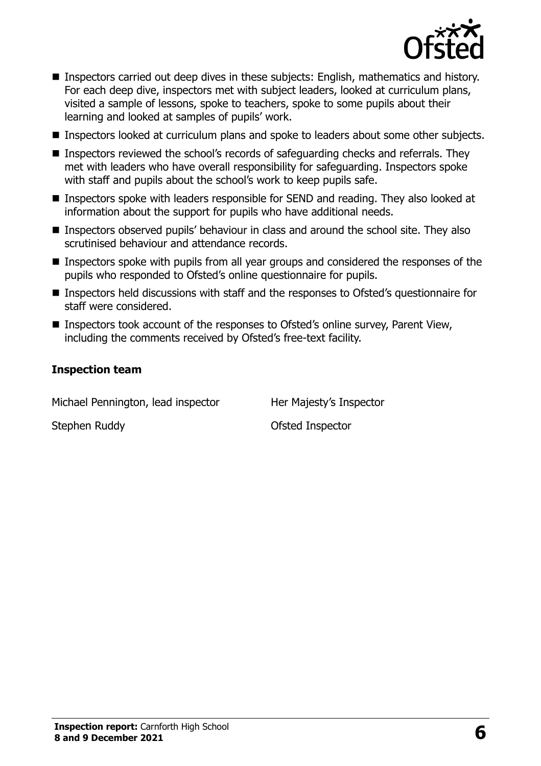- Inspectors carried out deep dives in these subjects: English, mathematics and history. For each deep dive, inspectors met with subject leaders, looked at curriculum plans, visited a sample of lessons, spoke to teachers, spoke to some pupils about their learning and looked at samples of pupils' work.
- Inspectors looked at curriculum plans and spoke to leaders about some other subjects.
- Inspectors reviewed the school's records of safeguarding checks and referrals. They met with leaders who have overall responsibility for safeguarding. Inspectors spoke with staff and pupils about the school's work to keep pupils safe.
- Inspectors spoke with leaders responsible for SEND and reading. They also looked at information about the support for pupils who have additional needs.
- Inspectors observed pupils' behaviour in class and around the school site. They also scrutinised behaviour and attendance records.
- Inspectors spoke with pupils from all year groups and considered the responses of the pupils who responded to Ofsted's online questionnaire for pupils.
- Inspectors held discussions with staff and the responses to Ofsted's questionnaire for staff were considered.
- Inspectors took account of the responses to Ofsted's online survey, Parent View, including the comments received by Ofsted's free-text facility.

### Inspection team

| | |
|---|---|
| Michael Pennington, lead inspector | Her Majesty's Inspector |
| Stephen Ruddy | Ofsted Inspector |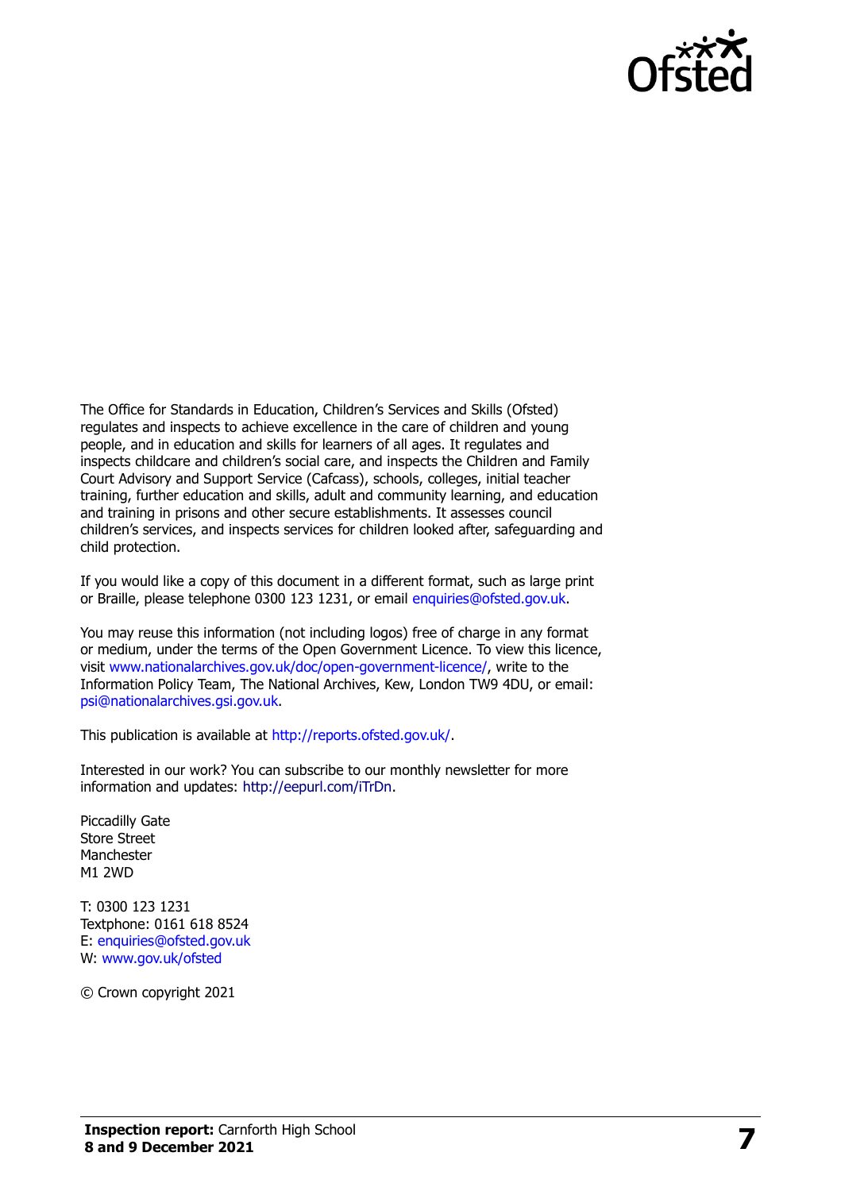The Office for Standards in Education, Children's Services and Skills (Ofsted) regulates and inspects to achieve excellence in the care of children and young people, and in education and skills for learners of all ages. It regulates and inspects childcare and children's social care, and inspects the Children and Family Court Advisory and Support Service (Cafcass), schools, colleges, initial teacher training, further education and skills, adult and community learning, and education and training in prisons and other secure establishments. It assesses council children's services, and inspects services for children looked after, safeguarding and child protection.

If you would like a copy of this document in a different format, such as large print or Braille, please telephone 0300 123 1231, or email enquiries@ofsted.gov.uk.

You may reuse this information (not including logos) free of charge in any format or medium, under the terms of the Open Government Licence. To view this licence, visit www.nationalarchives.gov.uk/doc/open-government-licence/, write to the Information Policy Team, The National Archives, Kew, London TW9 4DU, or email: psi@nationalarchives.gsi.gov.uk.

This publication is available at http://reports.ofsted.gov.uk/.

Interested in our work? You can subscribe to our monthly newsletter for more information and updates: http://eepurl.com/iTrDn.

Piccadilly Gate
Store Street
Manchester
M1 2WD

T: 0300 123 1231
Textphone: 0161 618 8524
E: enquiries@ofsted.gov.uk
W: www.gov.uk/ofsted

© Crown copyright 2021